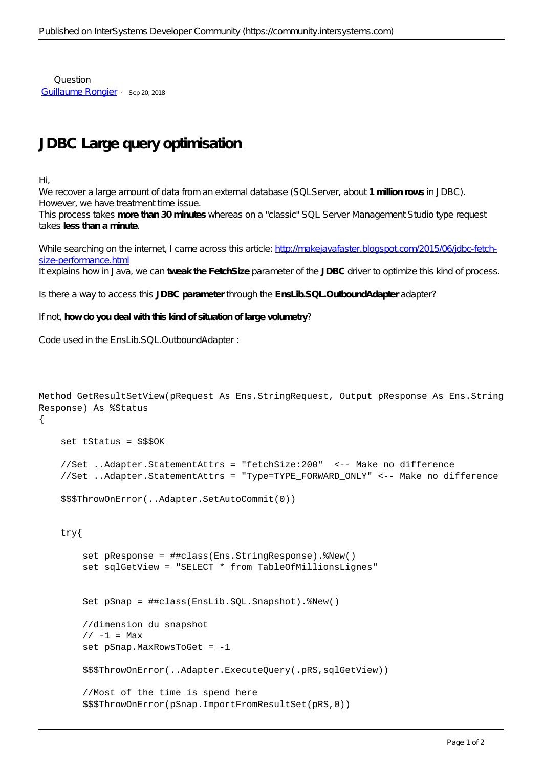Question
[Guillaume Rongier](#) · Sep 20, 2018

# JDBC Large query optimisation

Hi,
We recover a large amount of data from an external database (SQLServer, about **1 million rows** in JDBC).
However, we have treatment time issue.
This process takes **more than 30 minutes** whereas on a "classic" SQL Server Management Studio type request takes **less than a minute**.

While searching on the internet, I came across this article: [http://makejavafaster.blogspot.com/2015/06/jdbc-fetch-size-performance.html](http://makejavafaster.blogspot.com/2015/06/jdbc-fetch-size-performance.html)
It explains how in Java, we can **tweak the FetchSize** parameter of the **JDBC** driver to optimize this kind of process.

Is there a way to access this **JDBC parameter** through the **EnsLib.SQL.OutboundAdapter** adapter?

If not, **how do you deal with this kind of situation of large volumetry**?

Code used in the EnsLib.SQL.OutboundAdapter :

```
Method GetResultSetView(pRequest As Ens.StringRequest, Output pResponse As Ens.StringResponse) As %Status
{

    set tStatus = $$$OK

    //Set ..Adapter.StatementAttrs = "fetchSize:200"  <-- Make no difference
    //Set ..Adapter.StatementAttrs = "Type=TYPE_FORWARD_ONLY" <-- Make no difference

    $$$ThrowOnError(..Adapter.SetAutoCommit(0))


    try{

        set pResponse = ##class(Ens.StringResponse).%New()
        set sqlGetView = "SELECT * from TableOfMillionsLignes"


        Set pSnap = ##class(EnsLib.SQL.Snapshot).%New()

        //dimension du snapshot
        // -1 = Max
        set pSnap.MaxRowsToGet = -1

        $$$ThrowOnError(..Adapter.ExecuteQuery(.pRS,sqlGetView))

        //Most of the time is spend here
        $$$ThrowOnError(pSnap.ImportFromResultSet(pRS,0))
```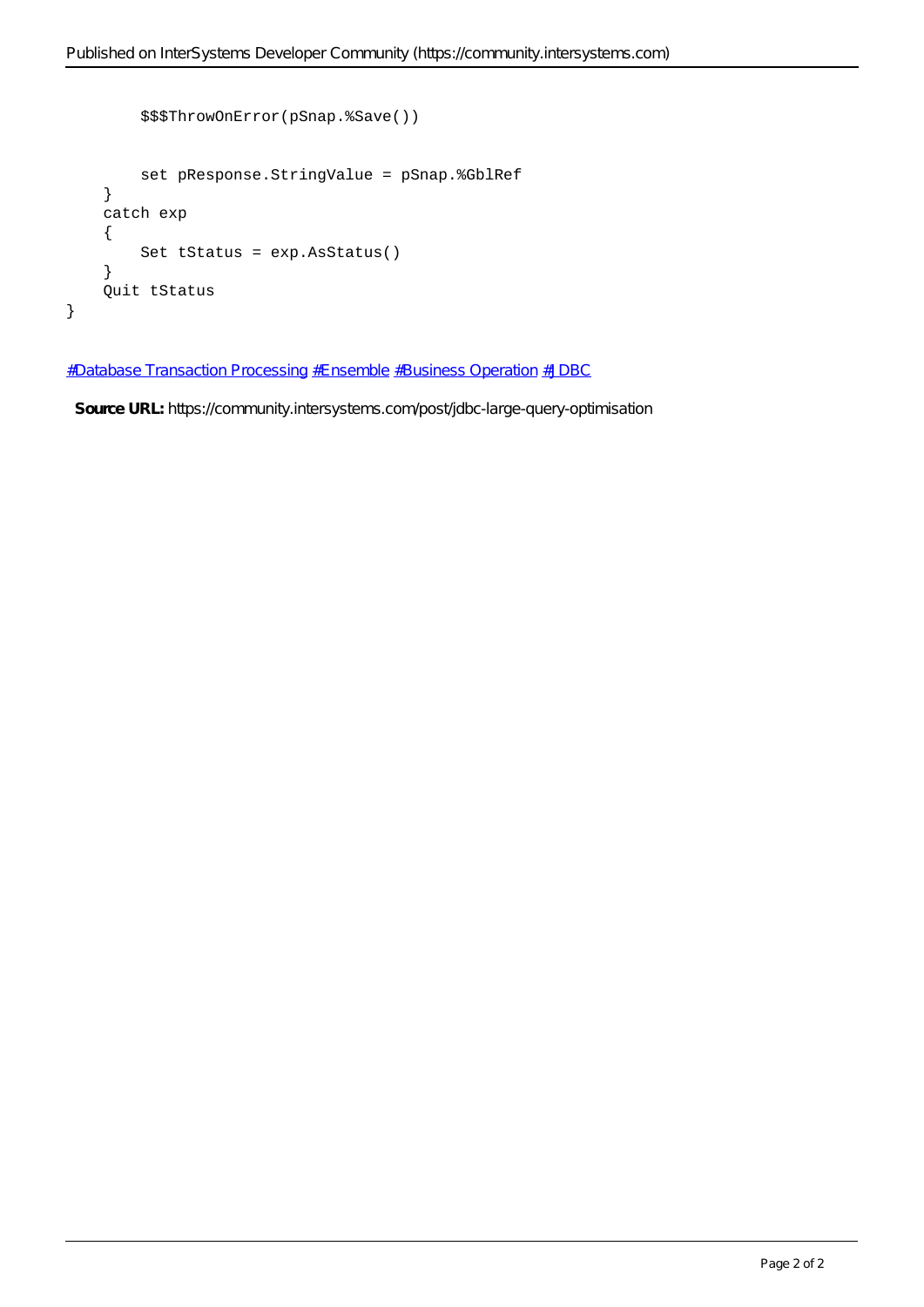```
        $$$ThrowOnError(pSnap.%Save())

        set pResponse.StringValue = pSnap.%GblRef
    }
    catch exp
    {
        Set tStatus = exp.AsStatus()
    }
    Quit tStatus
}
```

#Database Transaction Processing #Ensemble #Business Operation #JDBC

**Source URL:** https://community.intersystems.com/post/jdbc-large-query-optimisation